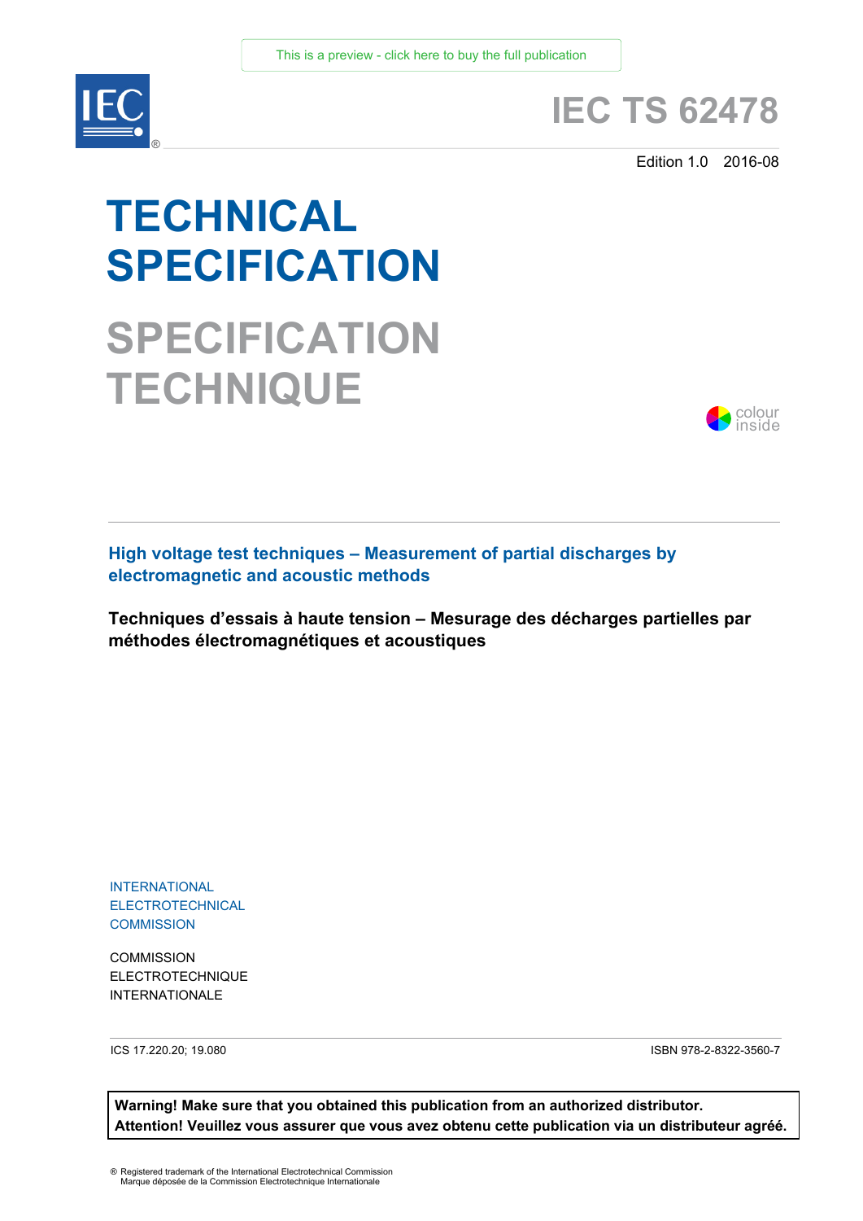This is a preview - click here to buy the full publication

# IEC TS 62478

Edition 1.0 2016-08

# TECHNICAL SPECIFICATION

# SPECIFICATION TECHNIQUE

colour inside

**High voltage test techniques – Measurement of partial discharges by electromagnetic and acoustic methods**

**Techniques d'essais à haute tension – Mesurage des décharges partielles par méthodes électromagnétiques et acoustiques**

INTERNATIONAL ELECTROTECHNICAL COMMISSION

COMMISSION ELECTROTECHNIQUE INTERNATIONALE

ICS 17.220.20; 19.080

ISBN 978-2-8322-3560-7

**Warning! Make sure that you obtained this publication from an authorized distributor.**
**Attention! Veuillez vous assurer que vous avez obtenu cette publication via un distributeur agréé.**

® Registered trademark of the International Electrotechnical Commission
Marque déposée de la Commission Electrotechnique Internationale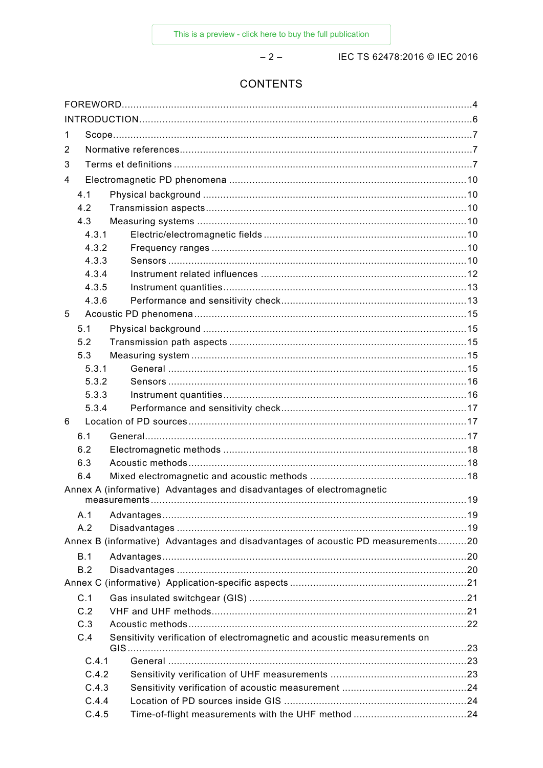# CONTENTS

FOREWORD....................................................................................................................4
INTRODUCTION..............................................................................................................6
1 Scope.........................................................................................................................7
2 Normative references..................................................................................................7
3 Terms et definitions ....................................................................................................7
4 Electromagnetic PD phenomena ...............................................................................10
4.1 Physical background ..............................................................................................10
4.2 Transmission aspects.............................................................................................10
4.3 Measuring systems ................................................................................................10
4.3.1 Electric/electromagnetic fields ............................................................................10
4.3.2 Frequency ranges ..............................................................................................10
4.3.3 Sensors .............................................................................................................10
4.3.4 Instrument related influences .............................................................................12
4.3.5 Instrument quantities..........................................................................................13
4.3.6 Performance and sensitivity check......................................................................13
5 Acoustic PD phenomena............................................................................................15
5.1 Physical background ..............................................................................................15
5.2 Transmission path aspects .....................................................................................15
5.3 Measuring system ..................................................................................................15
5.3.1 General .............................................................................................................15
5.3.2 Sensors .............................................................................................................16
5.3.3 Instrument quantities..........................................................................................16
5.3.4 Performance and sensitivity check......................................................................17
6 Location of PD sources..............................................................................................17
6.1 General..................................................................................................................17
6.2 Electromagnetic methods .......................................................................................18
6.3 Acoustic methods...................................................................................................18
6.4 Mixed electromagnetic and acoustic methods .........................................................18
Annex A (informative) Advantages and disadvantages of electromagnetic measurements..........................................................................................................................19
A.1 Advantages............................................................................................................19
A.2 Disadvantages .......................................................................................................19
Annex B (informative) Advantages and disadvantages of acoustic PD measurements..........20
B.1 Advantages............................................................................................................20
B.2 Disadvantages .......................................................................................................20
Annex C (informative) Application-specific aspects ............................................................21
C.1 Gas insulated switchgear (GIS) ..............................................................................21
C.2 VHF and UHF methods...........................................................................................21
C.3 Acoustic methods...................................................................................................22
C.4 Sensitivity verification of electromagnetic and acoustic measurements on GIS.........23
C.4.1 General .............................................................................................................23
C.4.2 Sensitivity verification of UHF measurements ......................................................23
C.4.3 Sensitivity verification of acoustic measurement ..................................................24
C.4.4 Location of PD sources inside GIS ......................................................................24
C.4.5 Time-of-flight measurements with the UHF method ..............................................24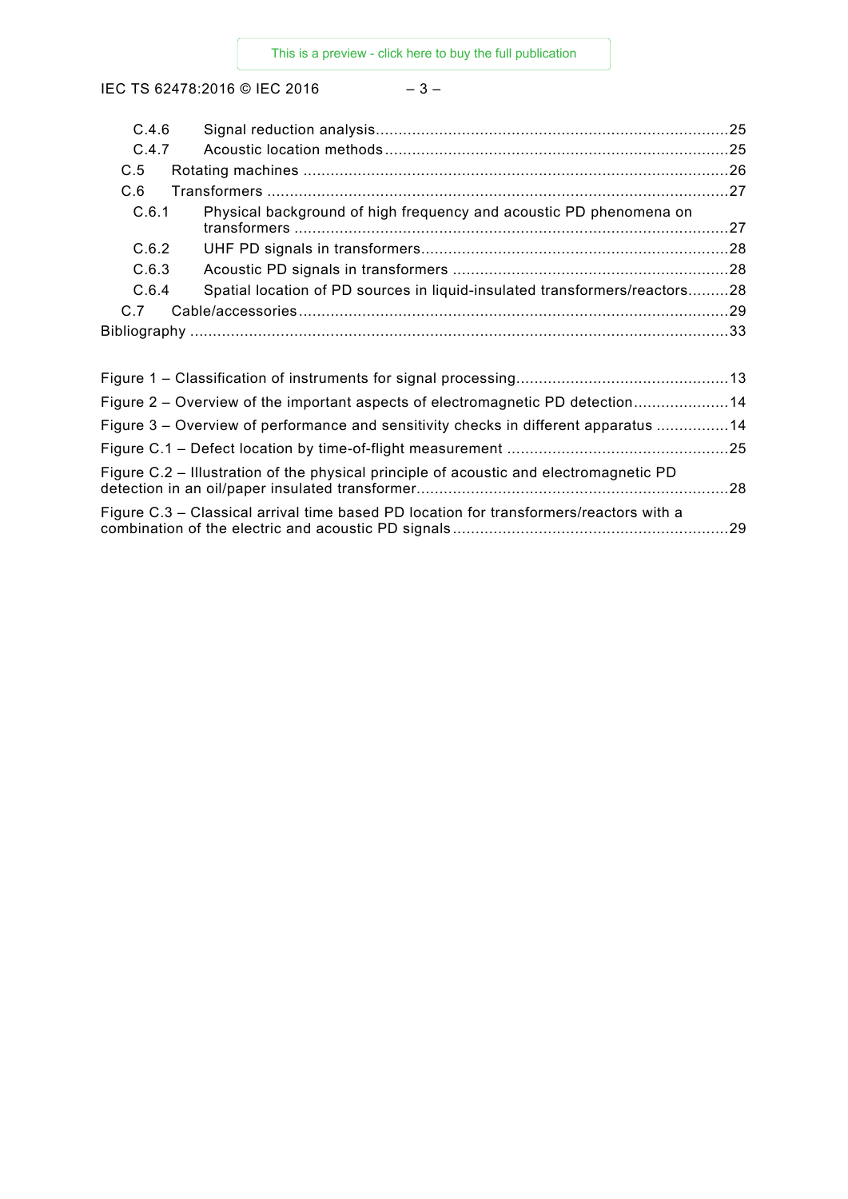C.4.6 Signal reduction analysis ....................................................................................25
C.4.7 Acoustic location methods ...................................................................................25
C.5 Rotating machines ..................................................................................................26
C.6 Transformers ..........................................................................................................27
C.6.1 Physical background of high frequency and acoustic PD phenomena on transformers ..........................................................................................................27
C.6.2 UHF PD signals in transformers .........................................................................28
C.6.3 Acoustic PD signals in transformers ...................................................................28
C.6.4 Spatial location of PD sources in liquid-insulated transformers/reactors .........28
C.7 Cable/accessories ...................................................................................................29
Bibliography ..................................................................................................................33

Figure 1 – Classification of instruments for signal processing ..........................................13
Figure 2 – Overview of the important aspects of electromagnetic PD detection ...................14
Figure 3 – Overview of performance and sensitivity checks in different apparatus ...............14
Figure C.1 – Defect location by time-of-flight measurement ..............................................25
Figure C.2 – Illustration of the physical principle of acoustic and electromagnetic PD detection in an oil/paper insulated transformer ..................................................................28
Figure C.3 – Classical arrival time based PD location for transformers/reactors with a combination of the electric and acoustic PD signals ..........................................................29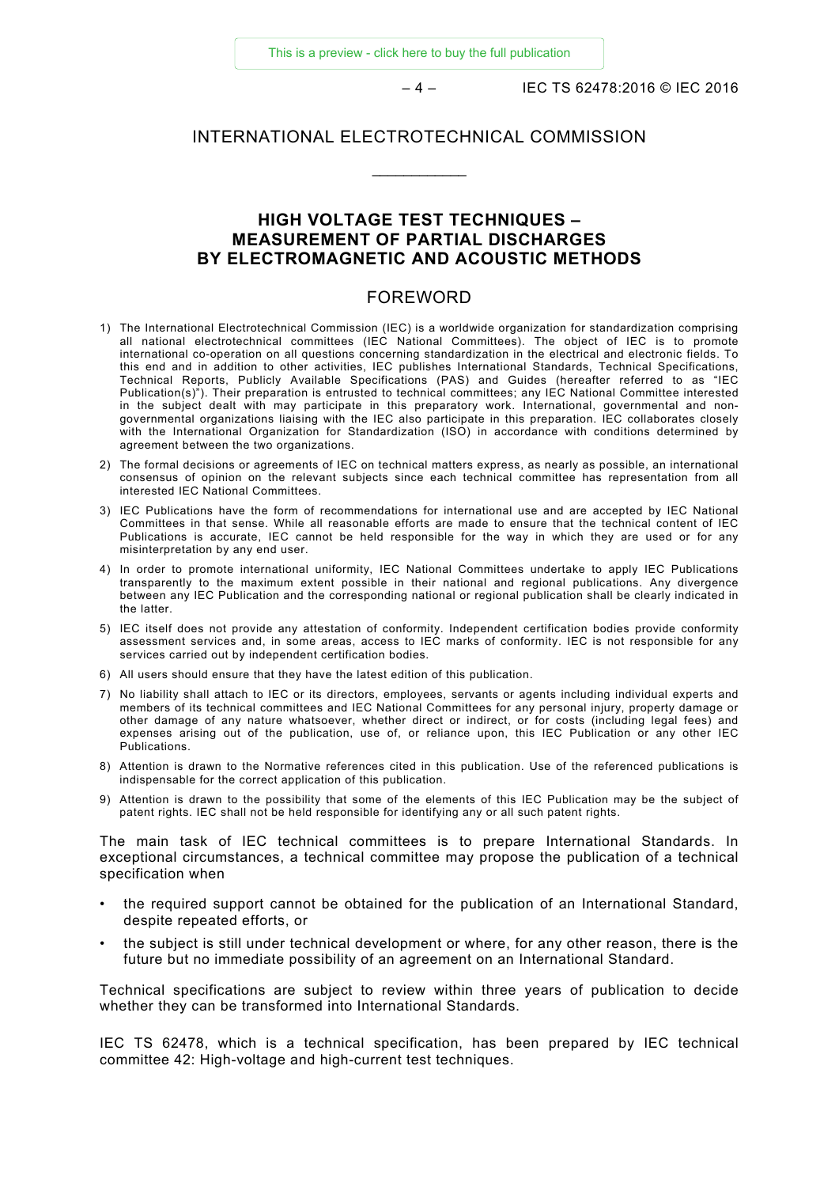# INTERNATIONAL ELECTROTECHNICAL COMMISSION

____________

## HIGH VOLTAGE TEST TECHNIQUES – MEASUREMENT OF PARTIAL DISCHARGES BY ELECTROMAGNETIC AND ACOUSTIC METHODS

## FOREWORD

1) The International Electrotechnical Commission (IEC) is a worldwide organization for standardization comprising all national electrotechnical committees (IEC National Committees). The object of IEC is to promote international co-operation on all questions concerning standardization in the electrical and electronic fields. To this end and in addition to other activities, IEC publishes International Standards, Technical Specifications, Technical Reports, Publicly Available Specifications (PAS) and Guides (hereafter referred to as "IEC Publication(s)"). Their preparation is entrusted to technical committees; any IEC National Committee interested in the subject dealt with may participate in this preparatory work. International, governmental and non-governmental organizations liaising with the IEC also participate in this preparation. IEC collaborates closely with the International Organization for Standardization (ISO) in accordance with conditions determined by agreement between the two organizations.
2) The formal decisions or agreements of IEC on technical matters express, as nearly as possible, an international consensus of opinion on the relevant subjects since each technical committee has representation from all interested IEC National Committees.
3) IEC Publications have the form of recommendations for international use and are accepted by IEC National Committees in that sense. While all reasonable efforts are made to ensure that the technical content of IEC Publications is accurate, IEC cannot be held responsible for the way in which they are used or for any misinterpretation by any end user.
4) In order to promote international uniformity, IEC National Committees undertake to apply IEC Publications transparently to the maximum extent possible in their national and regional publications. Any divergence between any IEC Publication and the corresponding national or regional publication shall be clearly indicated in the latter.
5) IEC itself does not provide any attestation of conformity. Independent certification bodies provide conformity assessment services and, in some areas, access to IEC marks of conformity. IEC is not responsible for any services carried out by independent certification bodies.
6) All users should ensure that they have the latest edition of this publication.
7) No liability shall attach to IEC or its directors, employees, servants or agents including individual experts and members of its technical committees and IEC National Committees for any personal injury, property damage or other damage of any nature whatsoever, whether direct or indirect, or for costs (including legal fees) and expenses arising out of the publication, use of, or reliance upon, this IEC Publication or any other IEC Publications.
8) Attention is drawn to the Normative references cited in this publication. Use of the referenced publications is indispensable for the correct application of this publication.
9) Attention is drawn to the possibility that some of the elements of this IEC Publication may be the subject of patent rights. IEC shall not be held responsible for identifying any or all such patent rights.

The main task of IEC technical committees is to prepare International Standards. In exceptional circumstances, a technical committee may propose the publication of a technical specification when

- the required support cannot be obtained for the publication of an International Standard, despite repeated efforts, or
- the subject is still under technical development or where, for any other reason, there is the future but no immediate possibility of an agreement on an International Standard.

Technical specifications are subject to review within three years of publication to decide whether they can be transformed into International Standards.

IEC TS 62478, which is a technical specification, has been prepared by IEC technical committee 42: High-voltage and high-current test techniques.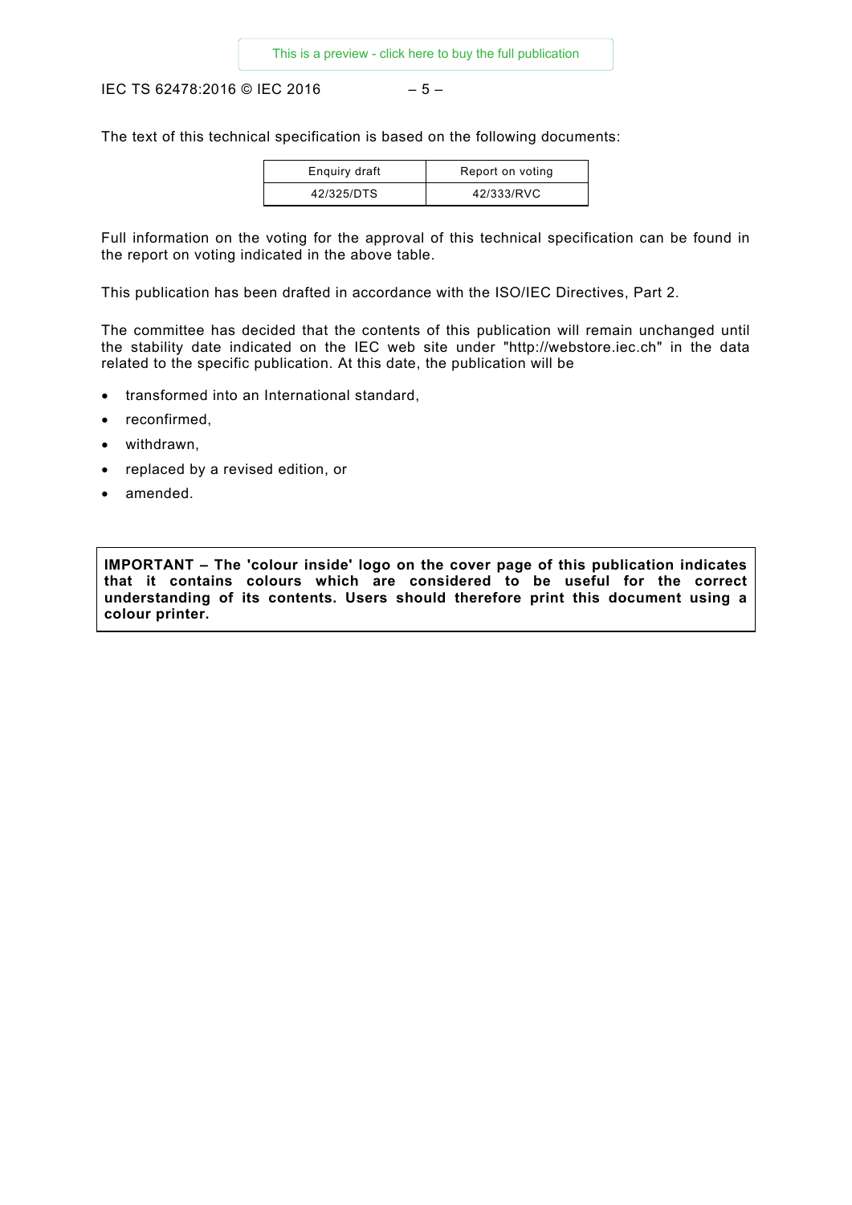The text of this technical specification is based on the following documents:

| Enquiry draft | Report on voting |
| --- | --- |
| 42/325/DTS | 42/333/RVC |

Full information on the voting for the approval of this technical specification can be found in the report on voting indicated in the above table.

This publication has been drafted in accordance with the ISO/IEC Directives, Part 2.

The committee has decided that the contents of this publication will remain unchanged until the stability date indicated on the IEC web site under "http://webstore.iec.ch" in the data related to the specific publication. At this date, the publication will be

- transformed into an International standard,
- reconfirmed,
- withdrawn,
- replaced by a revised edition, or
- amended.

**IMPORTANT – The 'colour inside' logo on the cover page of this publication indicates that it contains colours which are considered to be useful for the correct understanding of its contents. Users should therefore print this document using a colour printer.**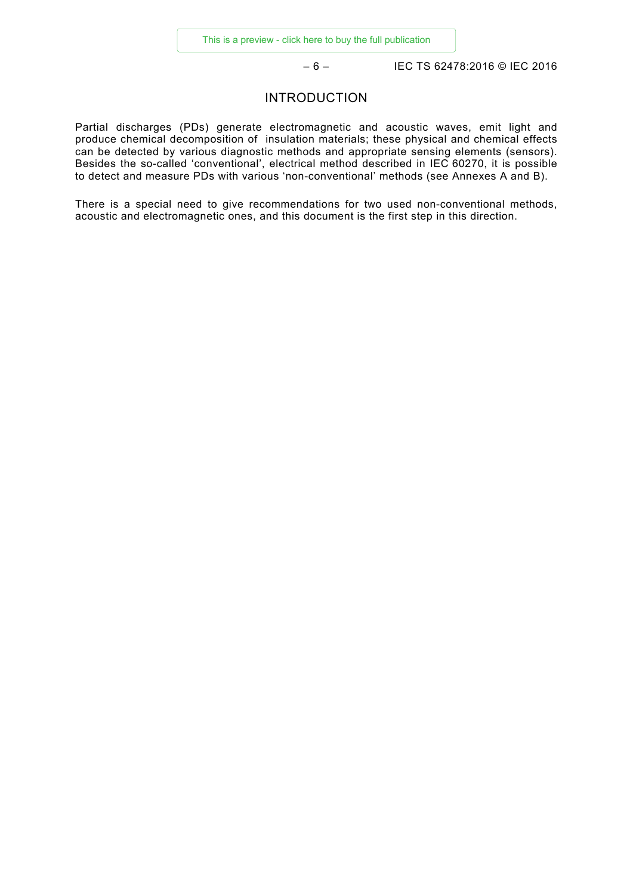# INTRODUCTION

Partial discharges (PDs) generate electromagnetic and acoustic waves, emit light and produce chemical decomposition of insulation materials; these physical and chemical effects can be detected by various diagnostic methods and appropriate sensing elements (sensors). Besides the so-called 'conventional', electrical method described in IEC 60270, it is possible to detect and measure PDs with various 'non-conventional' methods (see Annexes A and B).

There is a special need to give recommendations for two used non-conventional methods, acoustic and electromagnetic ones, and this document is the first step in this direction.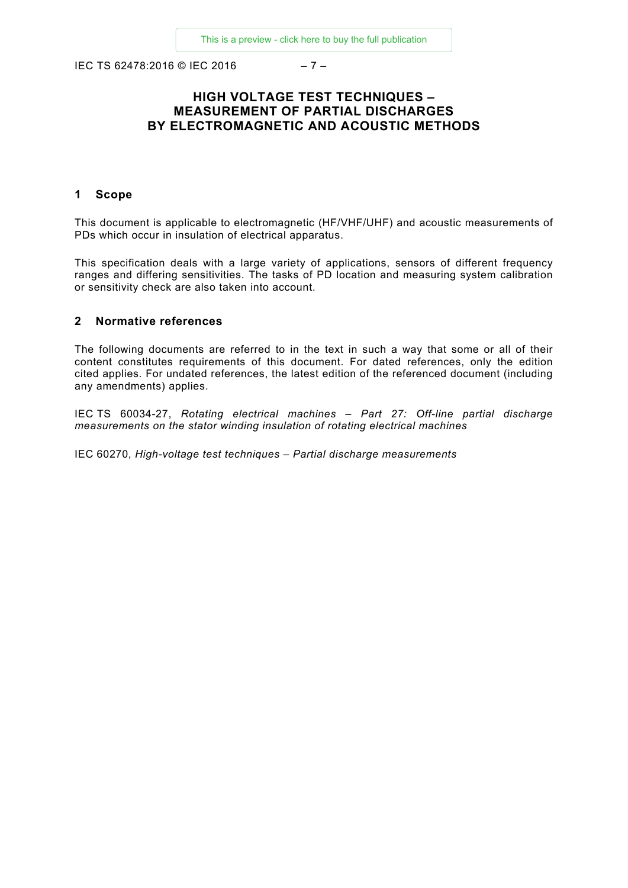# HIGH VOLTAGE TEST TECHNIQUES – MEASUREMENT OF PARTIAL DISCHARGES BY ELECTROMAGNETIC AND ACOUSTIC METHODS

## 1 Scope

This document is applicable to electromagnetic (HF/VHF/UHF) and acoustic measurements of PDs which occur in insulation of electrical apparatus.

This specification deals with a large variety of applications, sensors of different frequency ranges and differing sensitivities. The tasks of PD location and measuring system calibration or sensitivity check are also taken into account.

## 2 Normative references

The following documents are referred to in the text in such a way that some or all of their content constitutes requirements of this document. For dated references, only the edition cited applies. For undated references, the latest edition of the referenced document (including any amendments) applies.

IEC TS 60034-27, *Rotating electrical machines – Part 27: Off-line partial discharge measurements on the stator winding insulation of rotating electrical machines*

IEC 60270, *High-voltage test techniques – Partial discharge measurements*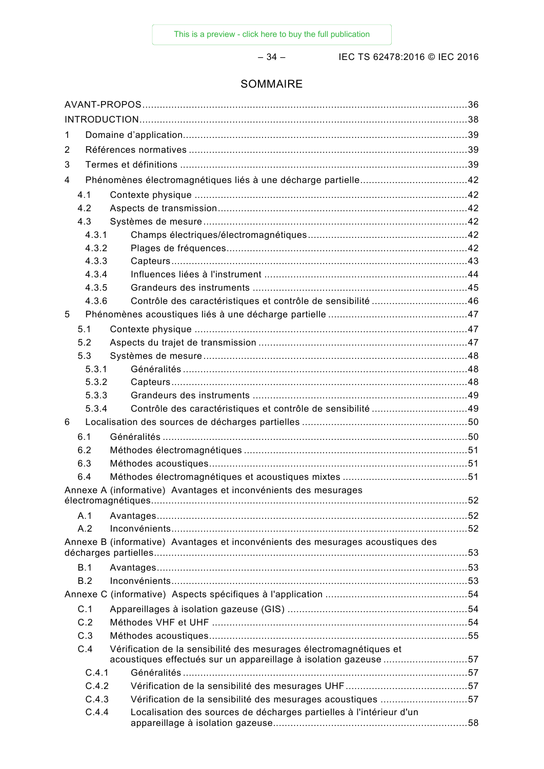# SOMMAIRE

AVANT-PROPOS ............................................................................................................... 36
INTRODUCTION ................................................................................................................ 38
1 Domaine d'application ................................................................................................. 39
2 Références normatives ................................................................................................ 39
3 Termes et définitions ................................................................................................... 39
4 Phénomènes électromagnétiques liés à une décharge partielle ..................................... 42
 4.1 Contexte physique ............................................................................................. 42
 4.2 Aspects de transmission ..................................................................................... 42
 4.3 Systèmes de mesure .......................................................................................... 42
  4.3.1 Champs électriques/électromagnétiques ....................................................... 42
  4.3.2 Plages de fréquences .................................................................................. 42
  4.3.3 Capteurs ..................................................................................................... 43
  4.3.4 Influences liées à l'instrument ...................................................................... 44
  4.3.5 Grandeurs des instruments .......................................................................... 45
  4.3.6 Contrôle des caractéristiques et contrôle de sensibilité ................................. 46
5 Phénomènes acoustiques liés à une décharge partielle ................................................ 47
 5.1 Contexte physique ............................................................................................. 47
 5.2 Aspects du trajet de transmission ........................................................................ 47
 5.3 Systèmes de mesure .......................................................................................... 48
  5.3.1 Généralités ................................................................................................. 48
  5.3.2 Capteurs ..................................................................................................... 48
  5.3.3 Grandeurs des instruments .......................................................................... 49
  5.3.4 Contrôle des caractéristiques et contrôle de sensibilité ................................. 49
6 Localisation des sources de décharges partielles ......................................................... 50
 6.1 Généralités ........................................................................................................ 50
 6.2 Méthodes électromagnétiques ............................................................................ 51
 6.3 Méthodes acoustiques ........................................................................................ 51
 6.4 Méthodes électromagnétiques et acoustiques mixtes ........................................... 51
Annexe A (informative) Avantages et inconvénients des mesurages électromagnétiques ..... 52
 A.1 Avantages .......................................................................................................... 52
 A.2 Inconvénients ..................................................................................................... 52
Annexe B (informative) Avantages et inconvénients des mesurages acoustiques des décharges partielles ..... 53
 B.1 Avantages .......................................................................................................... 53
 B.2 Inconvénients ..................................................................................................... 53
Annexe C (informative) Aspects spécifiques à l'application ................................................ 54
 C.1 Appareillages à isolation gazeuse (GIS) .............................................................. 54
 C.2 Méthodes VHF et UHF ........................................................................................ 54
 C.3 Méthodes acoustiques ........................................................................................ 55
 C.4 Vérification de la sensibilité des mesurages électromagnétiques et acoustiques effectués sur un appareillage à isolation gazeuse ..... 57
  C.4.1 Généralités ................................................................................................. 57
  C.4.2 Vérification de la sensibilité des mesurages UHF .......................................... 57
  C.4.3 Vérification de la sensibilité des mesurages acoustiques .............................. 57
  C.4.4 Localisation des sources de décharges partielles à l'intérieur d'un appareillage à isolation gazeuse ..... 58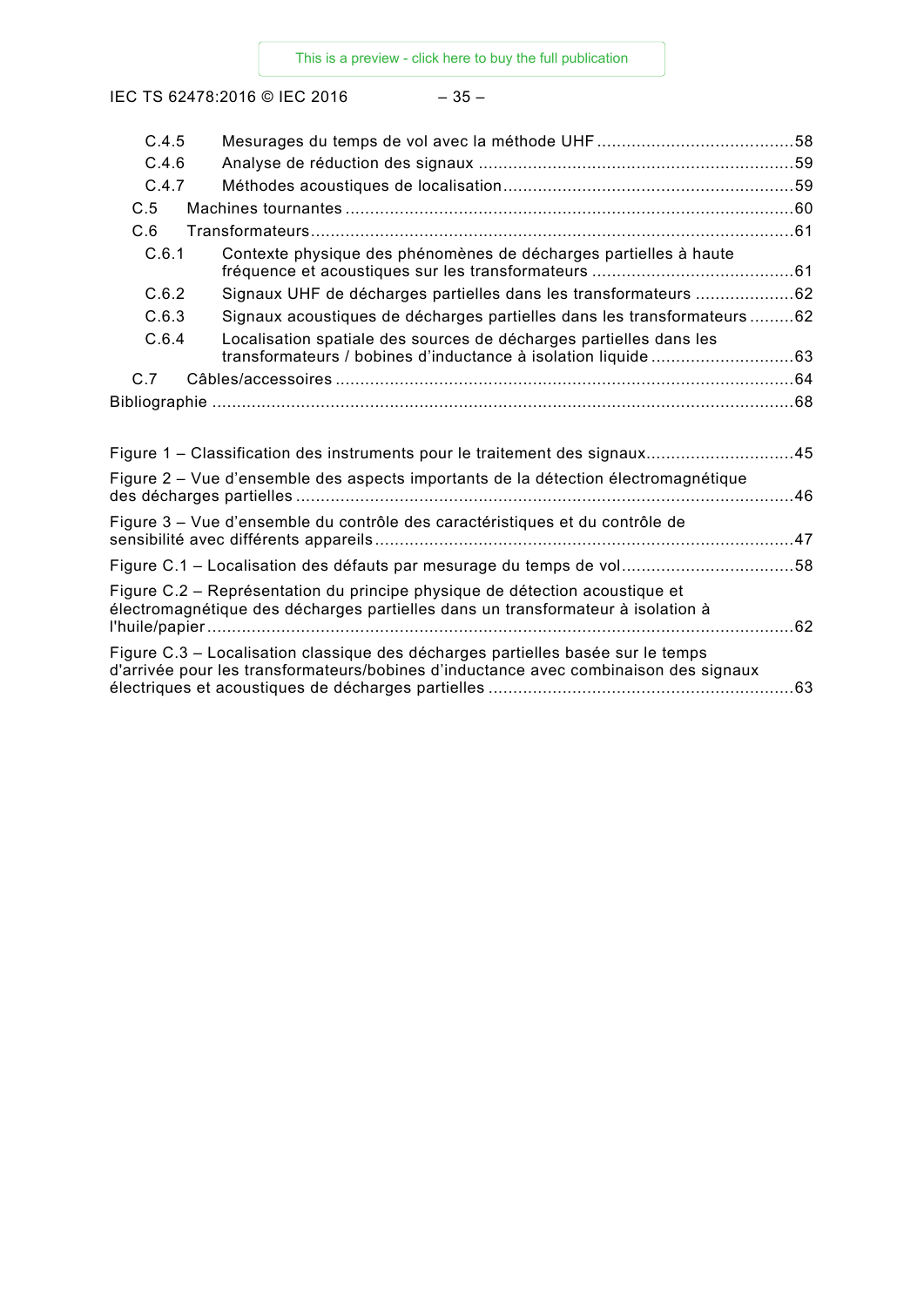C.4.5 Mesurages du temps de vol avec la méthode UHF ........................................58
C.4.6 Analyse de réduction des signaux ................................................................59
C.4.7 Méthodes acoustiques de localisation...........................................................59
C.5 Machines tournantes ...........................................................................................60
C.6 Transformateurs..................................................................................................61
C.6.1 Contexte physique des phénomènes de décharges partielles à haute fréquence et acoustiques sur les transformateurs .........................................61
C.6.2 Signaux UHF de décharges partielles dans les transformateurs ....................62
C.6.3 Signaux acoustiques de décharges partielles dans les transformateurs .........62
C.6.4 Localisation spatiale des sources de décharges partielles dans les transformateurs / bobines d'inductance à isolation liquide .............................63
C.7 Câbles/accessoires .............................................................................................64
Bibliographie .......................................................................................................68

Figure 1 – Classification des instruments pour le traitement des signaux..............................45
Figure 2 – Vue d'ensemble des aspects importants de la détection électromagnétique des décharges partielles .....................................................................................................46
Figure 3 – Vue d'ensemble du contrôle des caractéristiques et du contrôle de sensibilité avec différents appareils.....................................................................................47
Figure C.1 – Localisation des défauts par mesurage du temps de vol...................................58
Figure C.2 – Représentation du principe physique de détection acoustique et électromagnétique des décharges partielles dans un transformateur à isolation à l'huile/papier.......................................................................................................................62
Figure C.3 – Localisation classique des décharges partielles basée sur le temps d'arrivée pour les transformateurs/bobines d'inductance avec combinaison des signaux électriques et acoustiques de décharges partielles ..............................................................63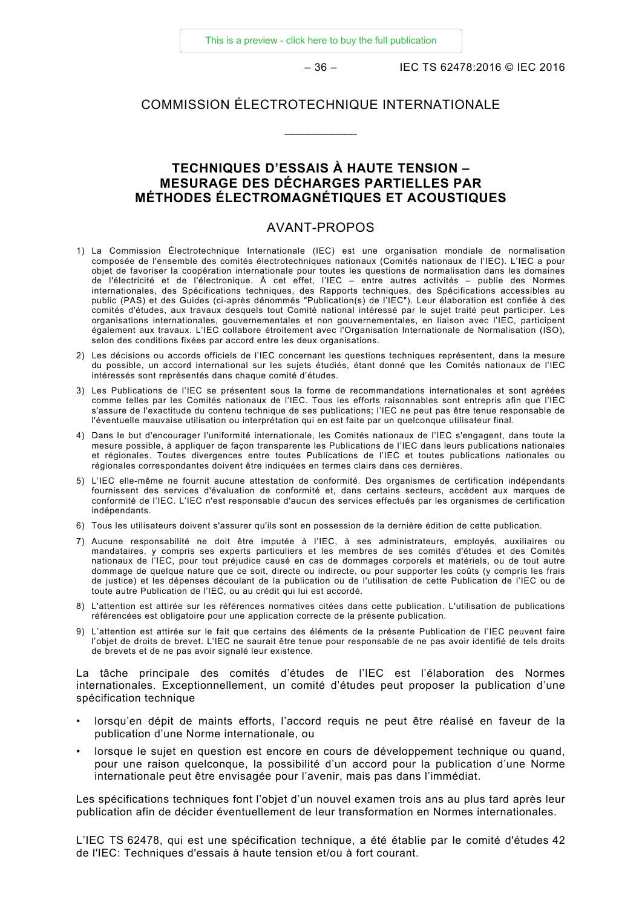# COMMISSION ÉLECTROTECHNIQUE INTERNATIONALE

___________

## TECHNIQUES D'ESSAIS À HAUTE TENSION – MESURAGE DES DÉCHARGES PARTIELLES PAR MÉTHODES ÉLECTROMAGNÉTIQUES ET ACOUSTIQUES

## AVANT-PROPOS

1) La Commission Électrotechnique Internationale (IEC) est une organisation mondiale de normalisation composée de l'ensemble des comités électrotechniques nationaux (Comités nationaux de l'IEC). L'IEC a pour objet de favoriser la coopération internationale pour toutes les questions de normalisation dans les domaines de l'électricité et de l'électronique. À cet effet, l'IEC – entre autres activités – publie des Normes internationales, des Spécifications techniques, des Rapports techniques, des Spécifications accessibles au public (PAS) et des Guides (ci-après dénommés "Publication(s) de l'IEC"). Leur élaboration est confiée à des comités d'études, aux travaux desquels tout Comité national intéressé par le sujet traité peut participer. Les organisations internationales, gouvernementales et non gouvernementales, en liaison avec l'IEC, participent également aux travaux. L'IEC collabore étroitement avec l'Organisation Internationale de Normalisation (ISO), selon des conditions fixées par accord entre les deux organisations.
2) Les décisions ou accords officiels de l'IEC concernant les questions techniques représentent, dans la mesure du possible, un accord international sur les sujets étudiés, étant donné que les Comités nationaux de l'IEC intéressés sont représentés dans chaque comité d'études.
3) Les Publications de l'IEC se présentent sous la forme de recommandations internationales et sont agréées comme telles par les Comités nationaux de l'IEC. Tous les efforts raisonnables sont entrepris afin que l'IEC s'assure de l'exactitude du contenu technique de ses publications; l'IEC ne peut pas être tenue responsable de l'éventuelle mauvaise utilisation ou interprétation qui en est faite par un quelconque utilisateur final.
4) Dans le but d'encourager l'uniformité internationale, les Comités nationaux de l'IEC s'engagent, dans toute la mesure possible, à appliquer de façon transparente les Publications de l'IEC dans leurs publications nationales et régionales. Toutes divergences entre toutes Publications de l'IEC et toutes publications nationales ou régionales correspondantes doivent être indiquées en termes clairs dans ces dernières.
5) L'IEC elle-même ne fournit aucune attestation de conformité. Des organismes de certification indépendants fournissent des services d'évaluation de conformité et, dans certains secteurs, accèdent aux marques de conformité de l'IEC. L'IEC n'est responsable d'aucun des services effectués par les organismes de certification indépendants.
6) Tous les utilisateurs doivent s'assurer qu'ils sont en possession de la dernière édition de cette publication.
7) Aucune responsabilité ne doit être imputée à l'IEC, à ses administrateurs, employés, auxiliaires ou mandataires, y compris ses experts particuliers et les membres de ses comités d'études et des Comités nationaux de l'IEC, pour tout préjudice causé en cas de dommages corporels et matériels, ou de tout autre dommage de quelque nature que ce soit, directe ou indirecte, ou pour supporter les coûts (y compris les frais de justice) et les dépenses découlant de la publication ou de l'utilisation de cette Publication de l'IEC ou de toute autre Publication de l'IEC, ou au crédit qui lui est accordé.
8) L'attention est attirée sur les références normatives citées dans cette publication. L'utilisation de publications référencées est obligatoire pour une application correcte de la présente publication.
9) L'attention est attirée sur le fait que certains des éléments de la présente Publication de l'IEC peuvent faire l'objet de droits de brevet. L'IEC ne saurait être tenue pour responsable de ne pas avoir identifié de tels droits de brevets et de ne pas avoir signalé leur existence.

La tâche principale des comités d'études de l'IEC est l'élaboration des Normes internationales. Exceptionnellement, un comité d'études peut proposer la publication d'une spécification technique

- lorsqu'en dépit de maints efforts, l'accord requis ne peut être réalisé en faveur de la publication d'une Norme internationale, ou
- lorsque le sujet en question est encore en cours de développement technique ou quand, pour une raison quelconque, la possibilité d'un accord pour la publication d'une Norme internationale peut être envisagée pour l'avenir, mais pas dans l'immédiat.

Les spécifications techniques font l'objet d'un nouvel examen trois ans au plus tard après leur publication afin de décider éventuellement de leur transformation en Normes internationales.

L'IEC TS 62478, qui est une spécification technique, a été établie par le comité d'études 42 de l'IEC: Techniques d'essais à haute tension et/ou à fort courant.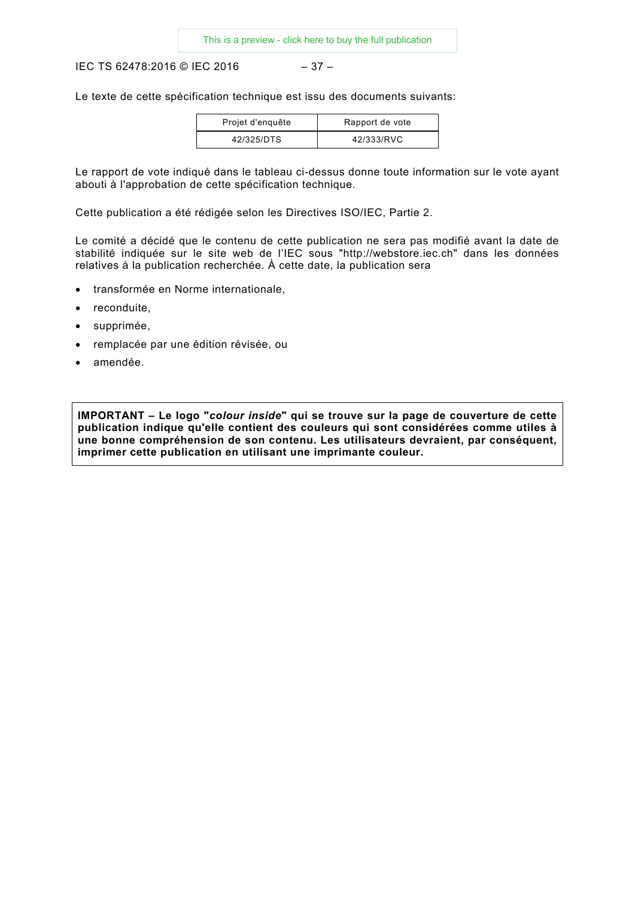Le texte de cette spécification technique est issu des documents suivants:

| Projet d'enquête | Rapport de vote |
|---|---|
| 42/325/DTS | 42/333/RVC |

Le rapport de vote indiqué dans le tableau ci-dessus donne toute information sur le vote ayant abouti à l'approbation de cette spécification technique.

Cette publication a été rédigée selon les Directives ISO/IEC, Partie 2.

Le comité a décidé que le contenu de cette publication ne sera pas modifié avant la date de stabilité indiquée sur le site web de l'IEC sous "http://webstore.iec.ch" dans les données relatives à la publication recherchée. À cette date, la publication sera

- transformée en Norme internationale,
- reconduite,
- supprimée,
- remplacée par une édition révisée, ou
- amendée.

**IMPORTANT – Le logo "*colour inside*" qui se trouve sur la page de couverture de cette publication indique qu'elle contient des couleurs qui sont considérées comme utiles à une bonne compréhension de son contenu. Les utilisateurs devraient, par conséquent, imprimer cette publication en utilisant une imprimante couleur.**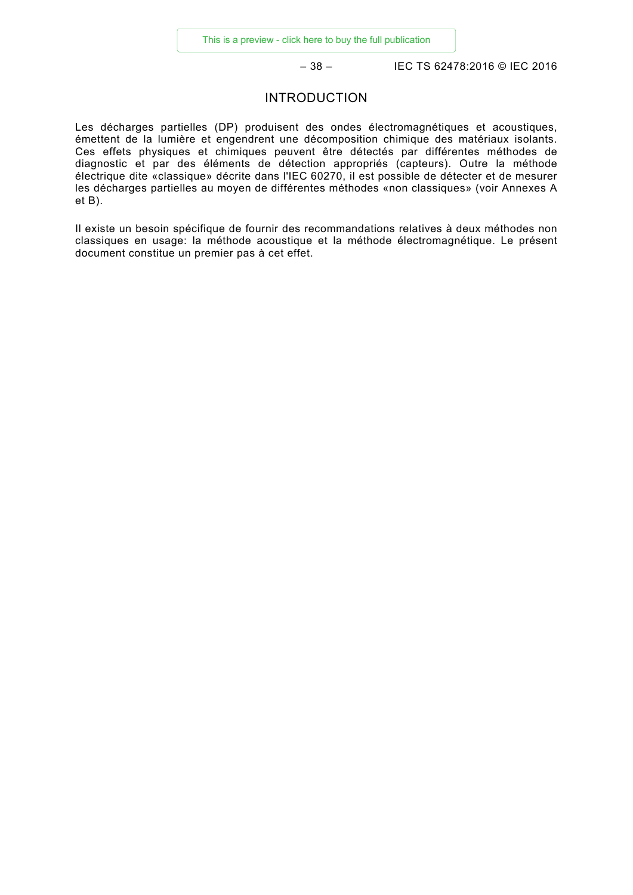# INTRODUCTION

Les décharges partielles (DP) produisent des ondes électromagnétiques et acoustiques, émettent de la lumière et engendrent une décomposition chimique des matériaux isolants. Ces effets physiques et chimiques peuvent être détectés par différentes méthodes de diagnostic et par des éléments de détection appropriés (capteurs). Outre la méthode électrique dite «classique» décrite dans l'IEC 60270, il est possible de détecter et de mesurer les décharges partielles au moyen de différentes méthodes «non classiques» (voir Annexes A et B).

Il existe un besoin spécifique de fournir des recommandations relatives à deux méthodes non classiques en usage: la méthode acoustique et la méthode électromagnétique. Le présent document constitue un premier pas à cet effet.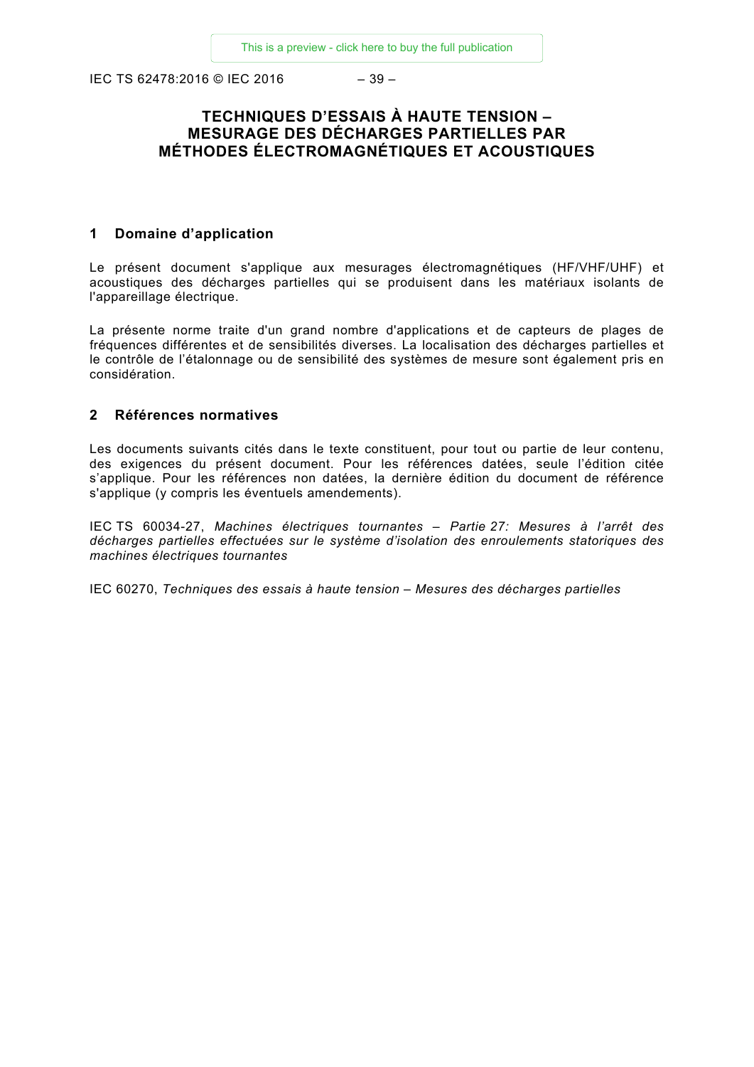# TECHNIQUES D'ESSAIS À HAUTE TENSION – MESURAGE DES DÉCHARGES PARTIELLES PAR MÉTHODES ÉLECTROMAGNÉTIQUES ET ACOUSTIQUES

## 1 Domaine d'application

Le présent document s'applique aux mesurages électromagnétiques (HF/VHF/UHF) et acoustiques des décharges partielles qui se produisent dans les matériaux isolants de l'appareillage électrique.

La présente norme traite d'un grand nombre d'applications et de capteurs de plages de fréquences différentes et de sensibilités diverses. La localisation des décharges partielles et le contrôle de l'étalonnage ou de sensibilité des systèmes de mesure sont également pris en considération.

## 2 Références normatives

Les documents suivants cités dans le texte constituent, pour tout ou partie de leur contenu, des exigences du présent document. Pour les références datées, seule l'édition citée s'applique. Pour les références non datées, la dernière édition du document de référence s'applique (y compris les éventuels amendements).

IEC TS 60034-27, *Machines électriques tournantes – Partie 27: Mesures à l'arrêt des décharges partielles effectuées sur le système d'isolation des enroulements statoriques des machines électriques tournantes*

IEC 60270, *Techniques des essais à haute tension – Mesures des décharges partielles*